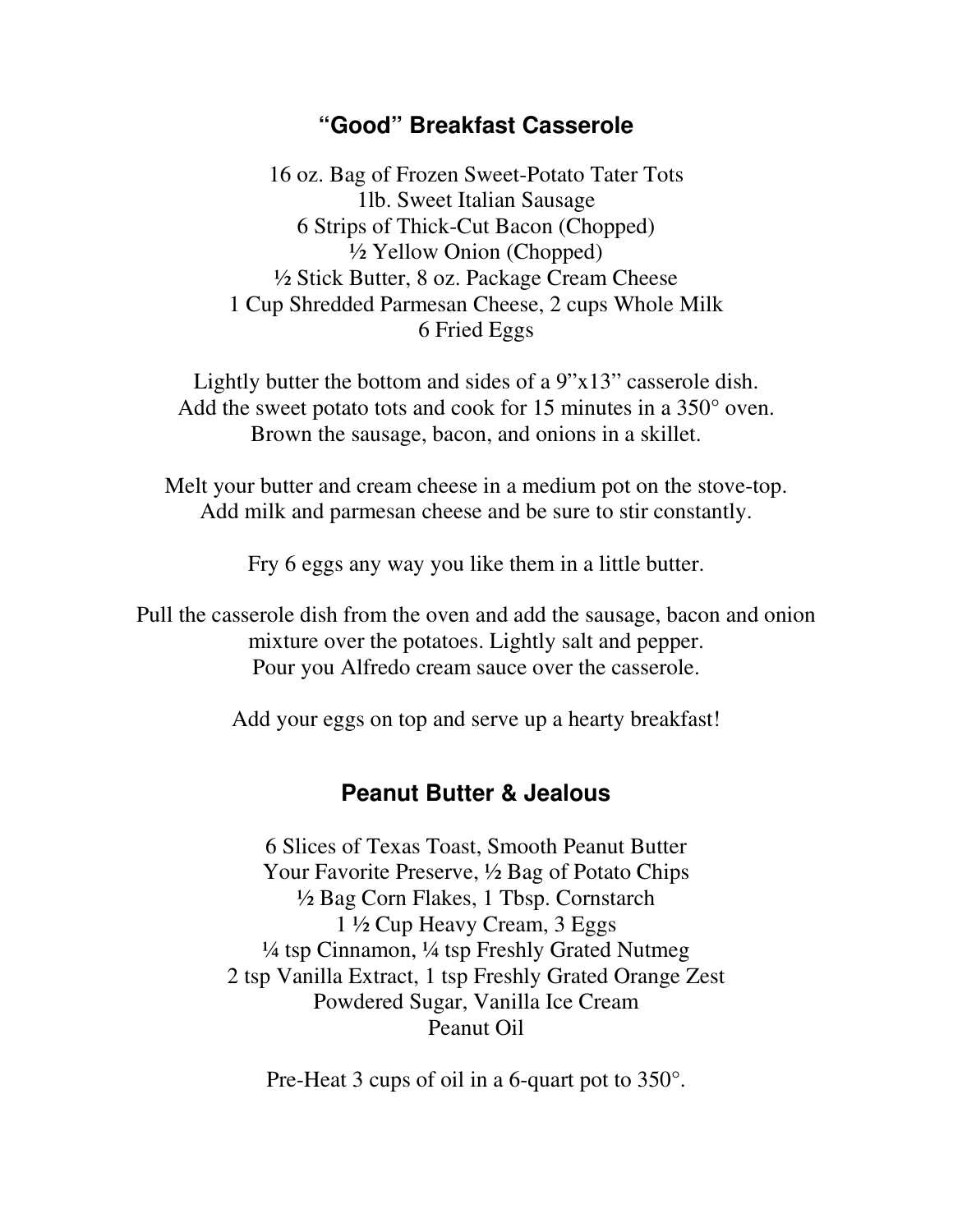## "Good" Breakfast Casserole

16 oz. Bag of Frozen Sweet-Potato Tater Tots
1lb. Sweet Italian Sausage
6 Strips of Thick-Cut Bacon (Chopped)
½ Yellow Onion (Chopped)
½ Stick Butter, 8 oz. Package Cream Cheese
1 Cup Shredded Parmesan Cheese, 2 cups Whole Milk
6 Fried Eggs

Lightly butter the bottom and sides of a 9"x13" casserole dish.
Add the sweet potato tots and cook for 15 minutes in a 350° oven.
Brown the sausage, bacon, and onions in a skillet.

Melt your butter and cream cheese in a medium pot on the stove-top.
Add milk and parmesan cheese and be sure to stir constantly.

Fry 6 eggs any way you like them in a little butter.

Pull the casserole dish from the oven and add the sausage, bacon and onion mixture over the potatoes. Lightly salt and pepper.
Pour you Alfredo cream sauce over the casserole.

Add your eggs on top and serve up a hearty breakfast!

## Peanut Butter & Jealous

6 Slices of Texas Toast, Smooth Peanut Butter
Your Favorite Preserve, ½ Bag of Potato Chips
½ Bag Corn Flakes, 1 Tbsp. Cornstarch
1 ½ Cup Heavy Cream, 3 Eggs
¼ tsp Cinnamon, ¼ tsp Freshly Grated Nutmeg
2 tsp Vanilla Extract, 1 tsp Freshly Grated Orange Zest
Powdered Sugar, Vanilla Ice Cream
Peanut Oil

Pre-Heat 3 cups of oil in a 6-quart pot to 350°.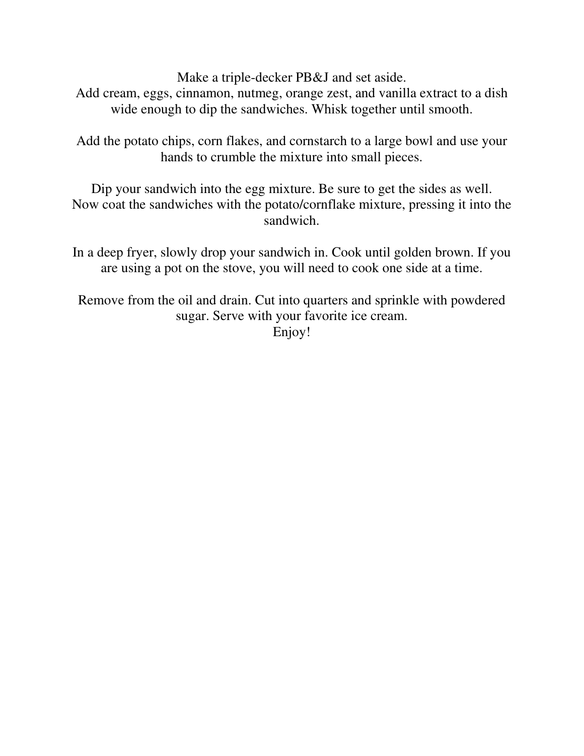Make a triple-decker PB&J and set aside.
Add cream, eggs, cinnamon, nutmeg, orange zest, and vanilla extract to a dish wide enough to dip the sandwiches. Whisk together until smooth.

Add the potato chips, corn flakes, and cornstarch to a large bowl and use your hands to crumble the mixture into small pieces.

Dip your sandwich into the egg mixture. Be sure to get the sides as well.
Now coat the sandwiches with the potato/cornflake mixture, pressing it into the sandwich.

In a deep fryer, slowly drop your sandwich in. Cook until golden brown. If you are using a pot on the stove, you will need to cook one side at a time.

Remove from the oil and drain. Cut into quarters and sprinkle with powdered sugar. Serve with your favorite ice cream.
Enjoy!